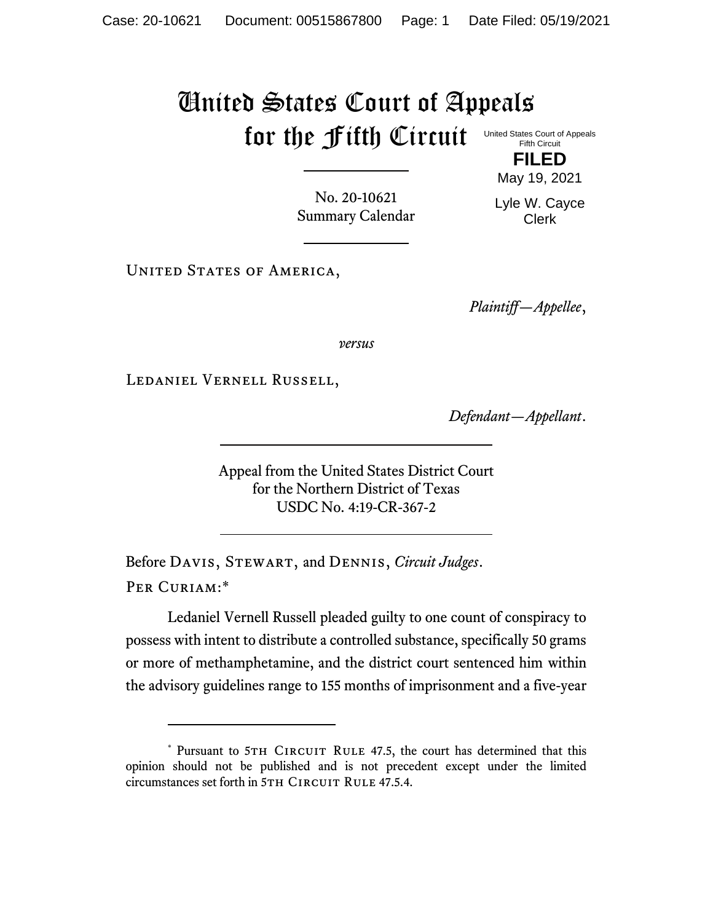# United States Court of Appeals for the Fifth Circuit

United States Court of Appeals
Fifth Circuit

**FILED**

May 19, 2021

Lyle W. Cayce
Clerk

No. 20-10621
Summary Calendar

United States of America,

*Plaintiff—Appellee*,

*versus*

Ledaniel Vernell Russell,

*Defendant—Appellant*.

Appeal from the United States District Court
for the Northern District of Texas
USDC No. 4:19-CR-367-2

Before Davis, Stewart, and Dennis, *Circuit Judges*.

Per Curiam:*

Ledaniel Vernell Russell pleaded guilty to one count of conspiracy to possess with intent to distribute a controlled substance, specifically 50 grams or more of methamphetamine, and the district court sentenced him within the advisory guidelines range to 155 months of imprisonment and a five-year

---

* Pursuant to 5th Circuit Rule 47.5, the court has determined that this opinion should not be published and is not precedent except under the limited circumstances set forth in 5th Circuit Rule 47.5.4.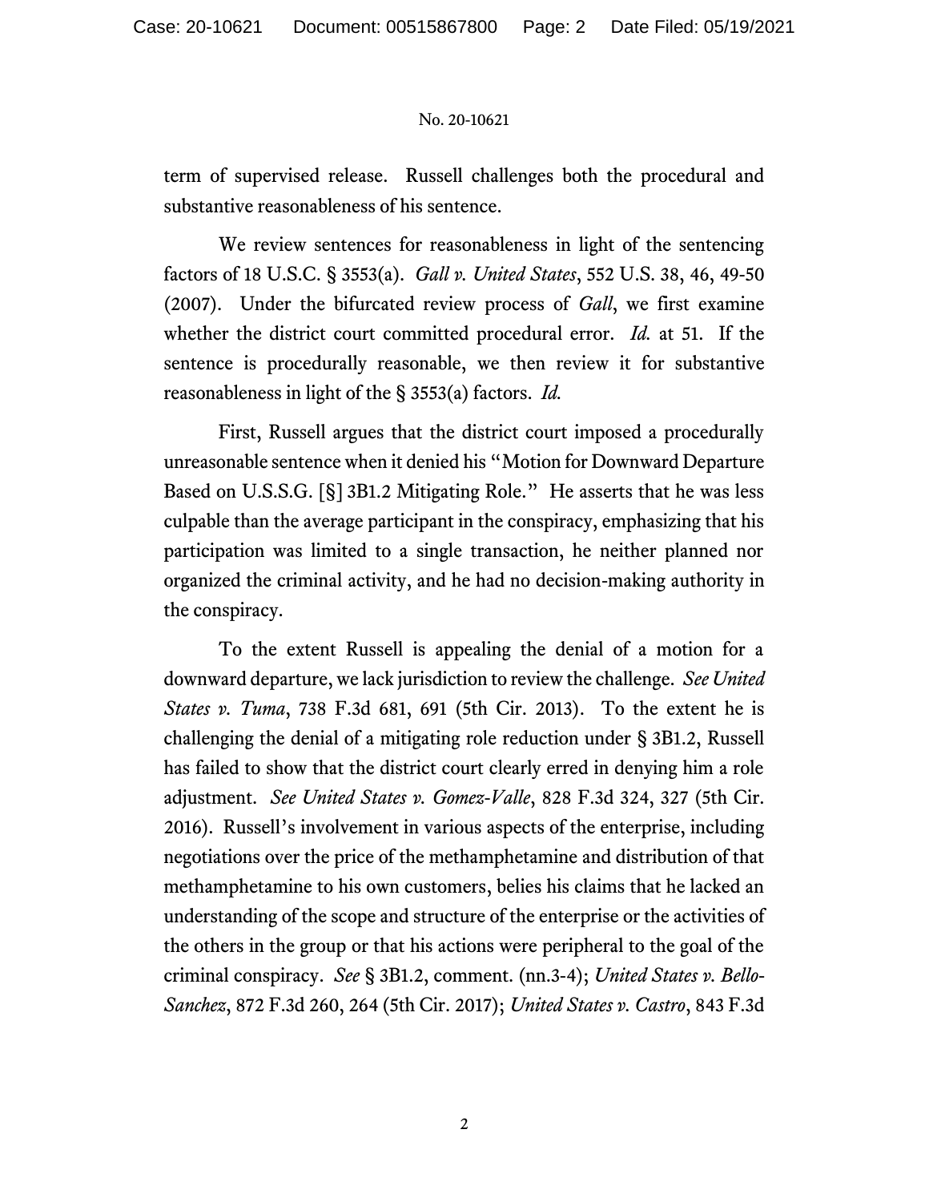term of supervised release. Russell challenges both the procedural and substantive reasonableness of his sentence.

We review sentences for reasonableness in light of the sentencing factors of 18 U.S.C. § 3553(a). *Gall v. United States*, 552 U.S. 38, 46, 49-50 (2007). Under the bifurcated review process of *Gall*, we first examine whether the district court committed procedural error. *Id.* at 51. If the sentence is procedurally reasonable, we then review it for substantive reasonableness in light of the § 3553(a) factors. *Id.*

First, Russell argues that the district court imposed a procedurally unreasonable sentence when it denied his "Motion for Downward Departure Based on U.S.S.G. [§] 3B1.2 Mitigating Role." He asserts that he was less culpable than the average participant in the conspiracy, emphasizing that his participation was limited to a single transaction, he neither planned nor organized the criminal activity, and he had no decision-making authority in the conspiracy.

To the extent Russell is appealing the denial of a motion for a downward departure, we lack jurisdiction to review the challenge. *See United States v. Tuma*, 738 F.3d 681, 691 (5th Cir. 2013). To the extent he is challenging the denial of a mitigating role reduction under § 3B1.2, Russell has failed to show that the district court clearly erred in denying him a role adjustment. *See United States v. Gomez-Valle*, 828 F.3d 324, 327 (5th Cir. 2016). Russell's involvement in various aspects of the enterprise, including negotiations over the price of the methamphetamine and distribution of that methamphetamine to his own customers, belies his claims that he lacked an understanding of the scope and structure of the enterprise or the activities of the others in the group or that his actions were peripheral to the goal of the criminal conspiracy. *See* § 3B1.2, comment. (nn.3-4); *United States v. Bello-Sanchez*, 872 F.3d 260, 264 (5th Cir. 2017); *United States v. Castro*, 843 F.3d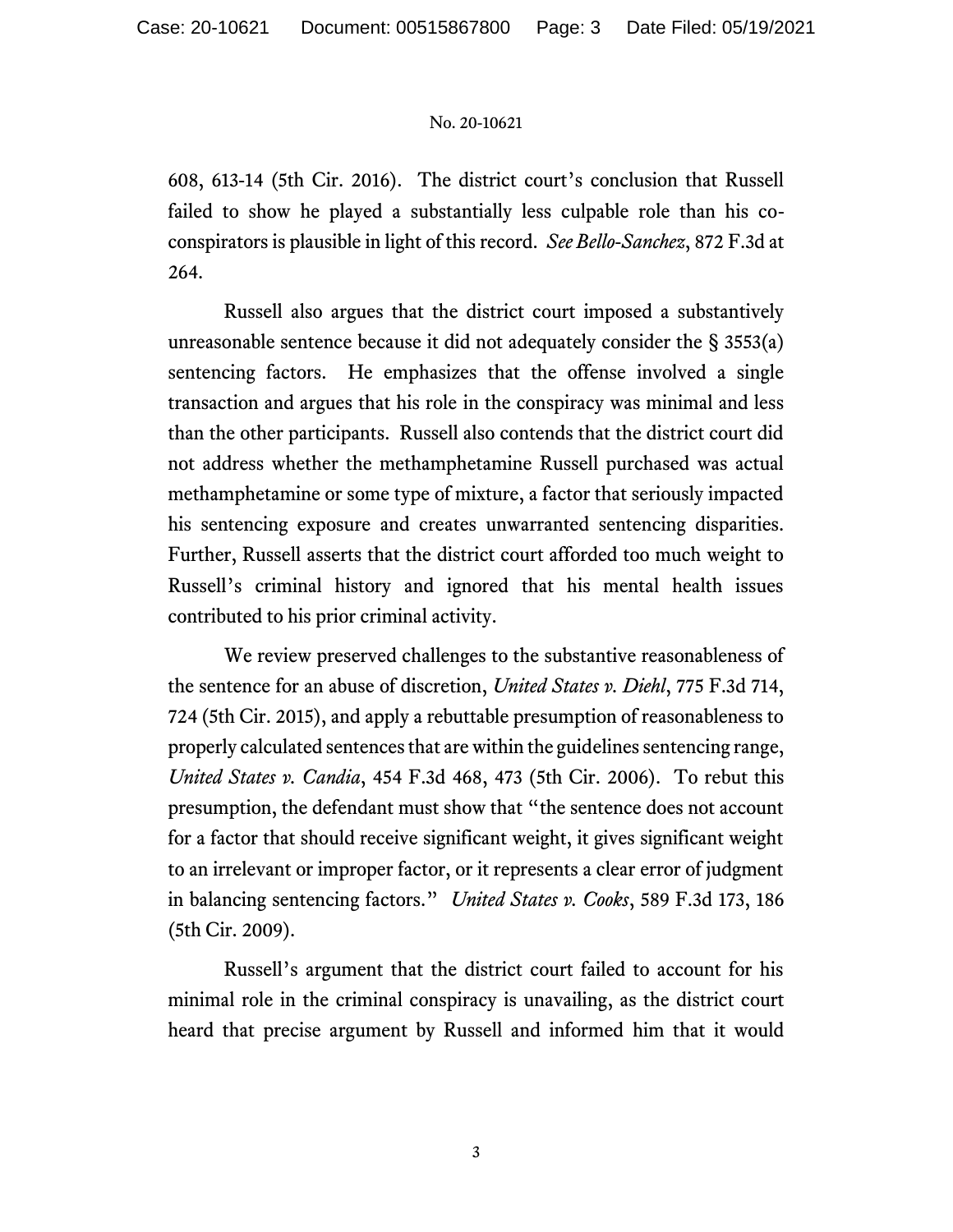608, 613-14 (5th Cir. 2016). The district court's conclusion that Russell failed to show he played a substantially less culpable role than his co-conspirators is plausible in light of this record. *See Bello-Sanchez*, 872 F.3d at 264.

Russell also argues that the district court imposed a substantively unreasonable sentence because it did not adequately consider the § 3553(a) sentencing factors. He emphasizes that the offense involved a single transaction and argues that his role in the conspiracy was minimal and less than the other participants. Russell also contends that the district court did not address whether the methamphetamine Russell purchased was actual methamphetamine or some type of mixture, a factor that seriously impacted his sentencing exposure and creates unwarranted sentencing disparities. Further, Russell asserts that the district court afforded too much weight to Russell's criminal history and ignored that his mental health issues contributed to his prior criminal activity.

We review preserved challenges to the substantive reasonableness of the sentence for an abuse of discretion, *United States v. Diehl*, 775 F.3d 714, 724 (5th Cir. 2015), and apply a rebuttable presumption of reasonableness to properly calculated sentences that are within the guidelines sentencing range, *United States v. Candia*, 454 F.3d 468, 473 (5th Cir. 2006). To rebut this presumption, the defendant must show that "the sentence does not account for a factor that should receive significant weight, it gives significant weight to an irrelevant or improper factor, or it represents a clear error of judgment in balancing sentencing factors." *United States v. Cooks*, 589 F.3d 173, 186 (5th Cir. 2009).

Russell's argument that the district court failed to account for his minimal role in the criminal conspiracy is unavailing, as the district court heard that precise argument by Russell and informed him that it would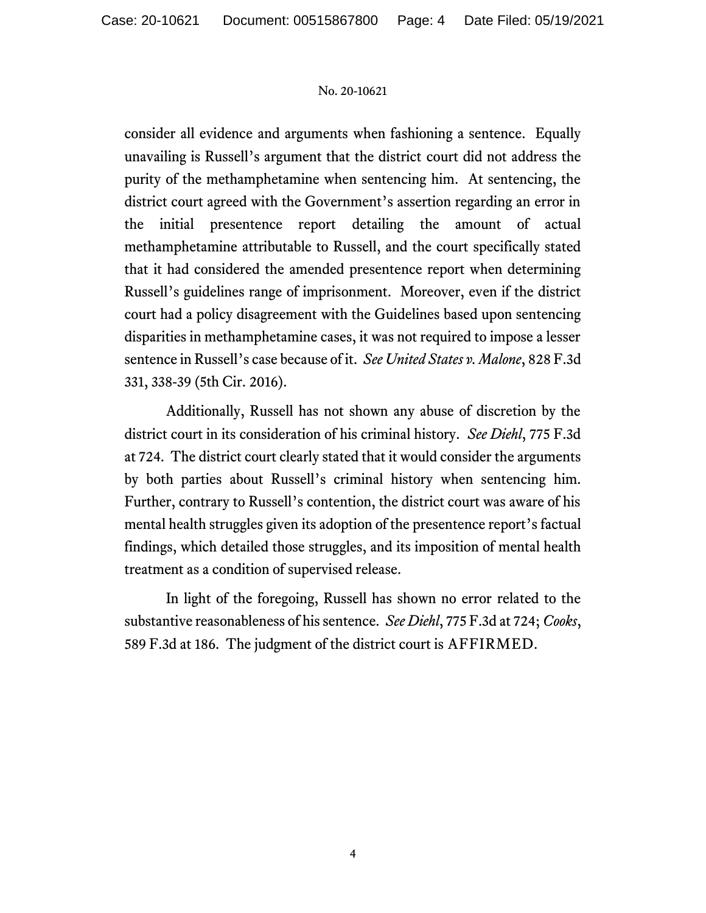consider all evidence and arguments when fashioning a sentence. Equally unavailing is Russell's argument that the district court did not address the purity of the methamphetamine when sentencing him. At sentencing, the district court agreed with the Government's assertion regarding an error in the initial presentence report detailing the amount of actual methamphetamine attributable to Russell, and the court specifically stated that it had considered the amended presentence report when determining Russell's guidelines range of imprisonment. Moreover, even if the district court had a policy disagreement with the Guidelines based upon sentencing disparities in methamphetamine cases, it was not required to impose a lesser sentence in Russell's case because of it. *See United States v. Malone*, 828 F.3d 331, 338-39 (5th Cir. 2016).

Additionally, Russell has not shown any abuse of discretion by the district court in its consideration of his criminal history. *See Diehl*, 775 F.3d at 724. The district court clearly stated that it would consider the arguments by both parties about Russell's criminal history when sentencing him. Further, contrary to Russell's contention, the district court was aware of his mental health struggles given its adoption of the presentence report's factual findings, which detailed those struggles, and its imposition of mental health treatment as a condition of supervised release.

In light of the foregoing, Russell has shown no error related to the substantive reasonableness of his sentence. *See Diehl*, 775 F.3d at 724; *Cooks*, 589 F.3d at 186. The judgment of the district court is AFFIRMED.